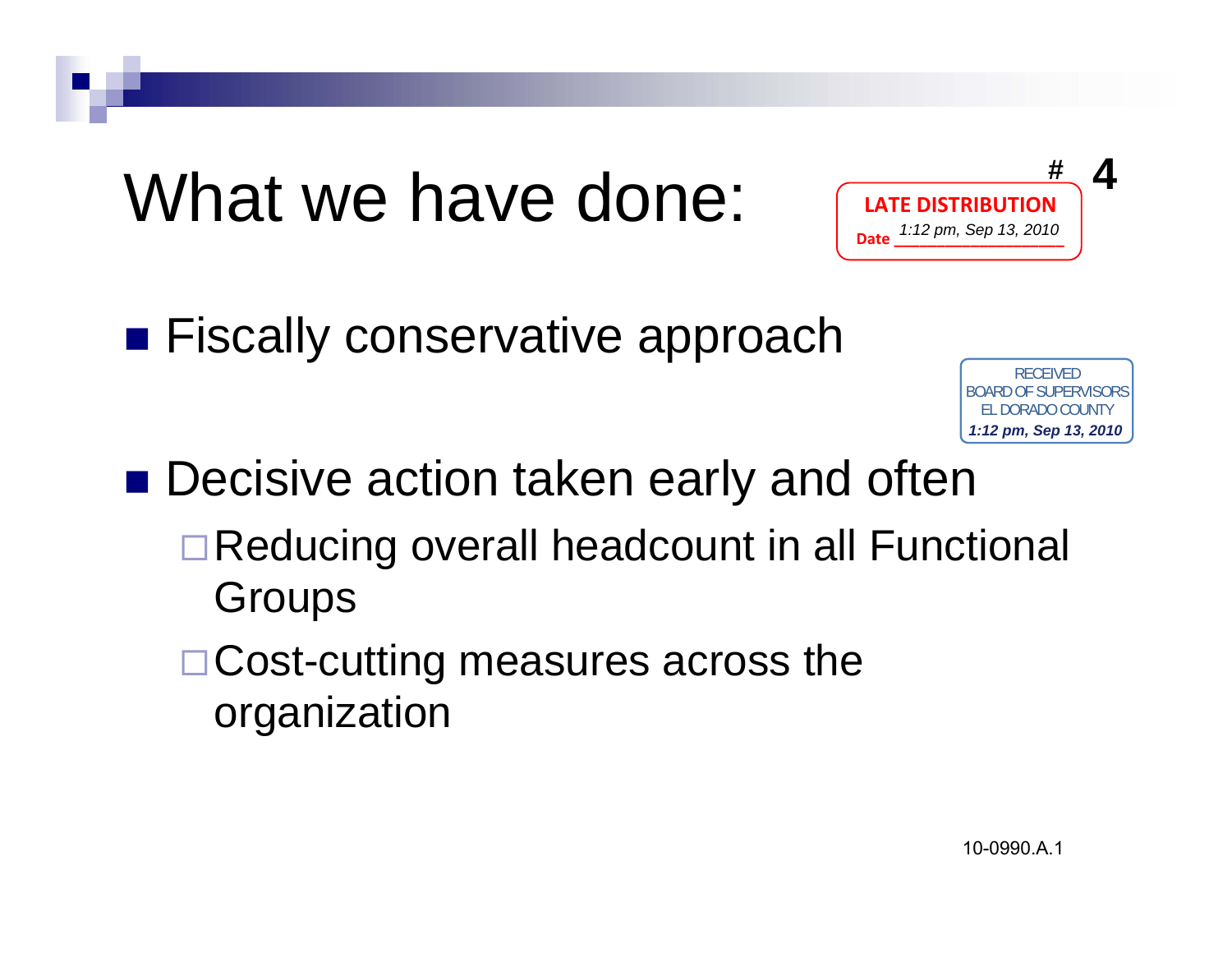# What we have done:

\# 4

LATE DISTRIBUTION

Date 1:12 pm, Sep 13, 2010

RECEIVED
BOARD OF SUPERVISORS
EL DORADO COUNTY
1:12 pm, Sep 13, 2010

- Fiscally conservative approach
- Decisive action taken early and often
  - Reducing overall headcount in all Functional Groups
  - Cost-cutting measures across the organization

10-0990.A.1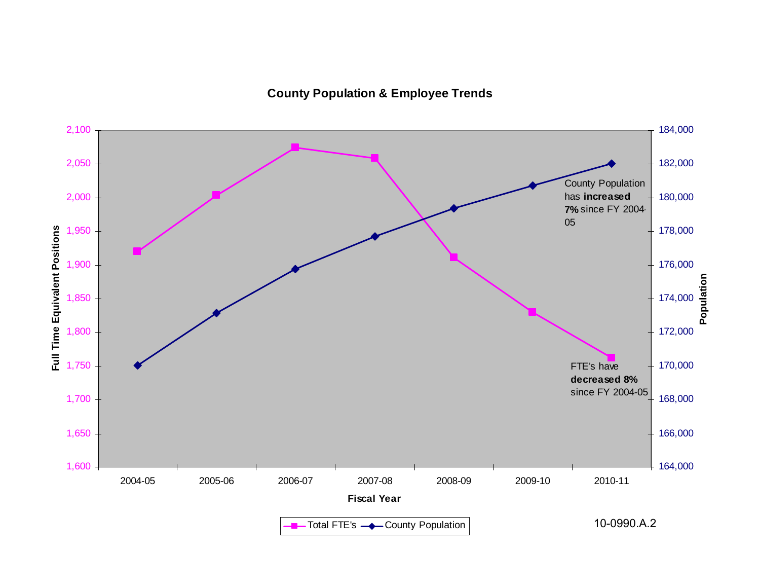## County Population & Employee Trends

Full Time Equivalent Positions (left axis: 1,600 – 2,100); Population (right axis: 164,000 – 184,000)

Fiscal Year: 2004-05, 2005-06, 2006-07, 2007-08, 2008-09, 2009-10, 2010-11

County Population has **increased 7%** since FY 2004-05

FTE's have **decreased 8%** since FY 2004-05

Legend: Total FTE's — County Population

10-0990.A.2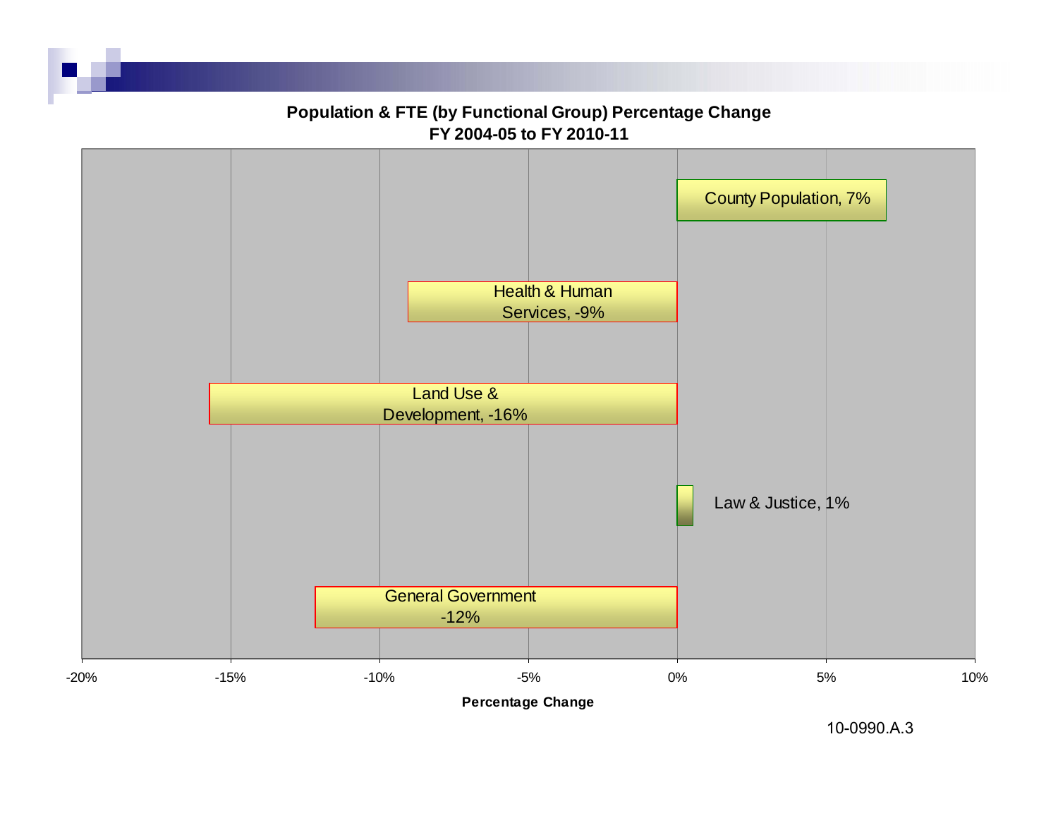**Population & FTE (by Functional Group) Percentage Change**
**FY 2004-05 to FY 2010-11**

| Category | Percentage Change |
| --- | --- |
| County Population | 7% |
| Health & Human Services | -9% |
| Land Use & Development | -16% |
| Law & Justice | 1% |
| General Government | -12% |

Percentage Change

10-0990.A.3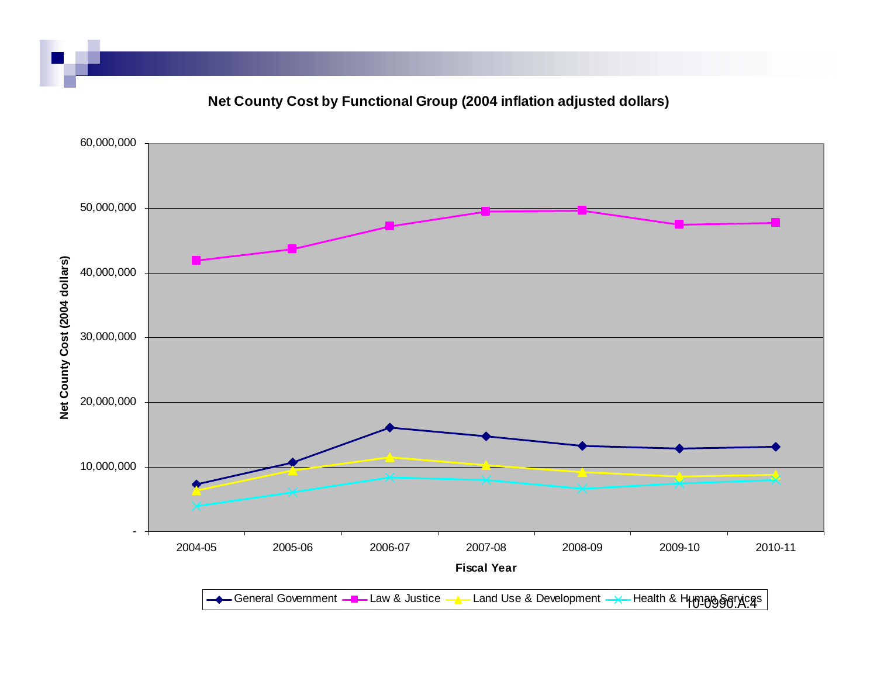**Net County Cost by Functional Group (2004 inflation adjusted dollars)**

Net County Cost (2004 dollars)

60,000,000
50,000,000
40,000,000
30,000,000
20,000,000
10,000,000
-

2004-05 | 2005-06 | 2006-07 | 2007-08 | 2008-09 | 2009-10 | 2010-11

**Fiscal Year**

General Government — Law & Justice — Land Use & Development — Health & Human Services

10-0990.A.4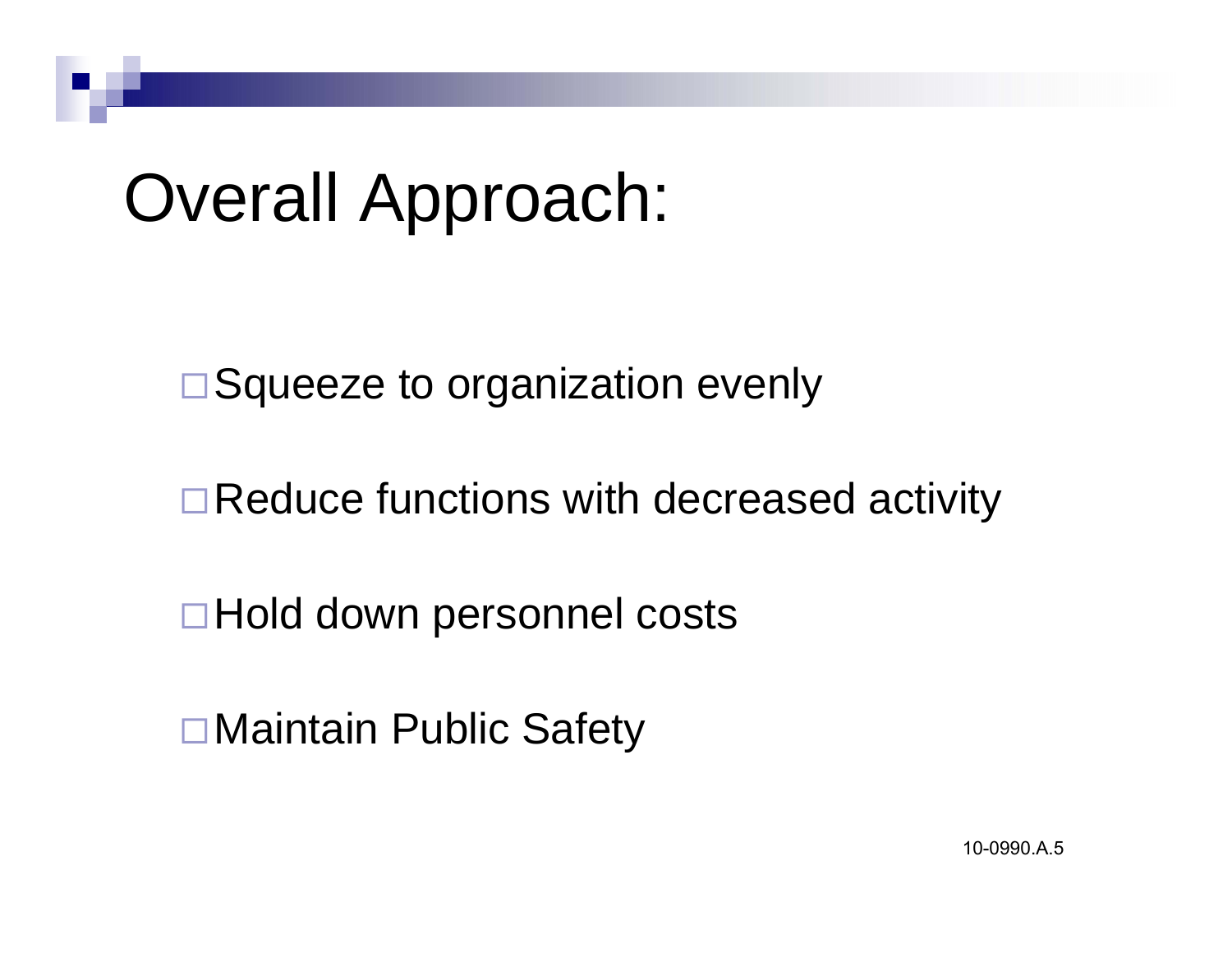# Overall Approach:

- Squeeze to organization evenly
- Reduce functions with decreased activity
- Hold down personnel costs
- Maintain Public Safety

10-0990.A.5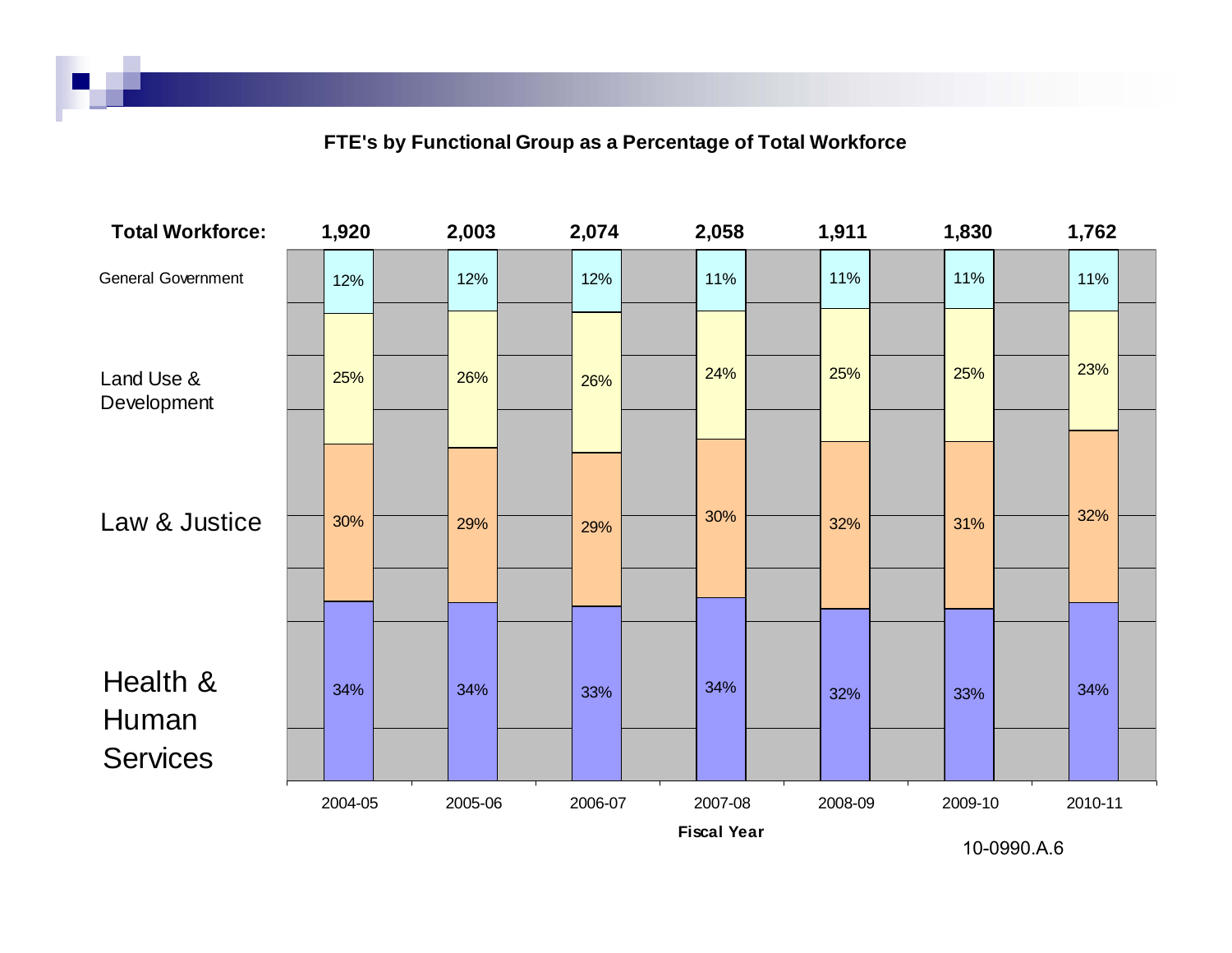## FTE's by Functional Group as a Percentage of Total Workforce

| Fiscal Year | 2004-05 | 2005-06 | 2006-07 | 2007-08 | 2008-09 | 2009-10 | 2010-11 |
|---|---|---|---|---|---|---|---|
| **Total Workforce:** | **1,920** | **2,003** | **2,074** | **2,058** | **1,911** | **1,830** | **1,762** |
| General Government | 12% | 12% | 12% | 11% | 11% | 11% | 11% |
| Land Use & Development | 25% | 26% | 26% | 24% | 25% | 25% | 23% |
| Law & Justice | 30% | 29% | 29% | 30% | 32% | 31% | 32% |
| Health & Human Services | 34% | 34% | 33% | 34% | 32% | 33% | 34% |

10-0990.A.6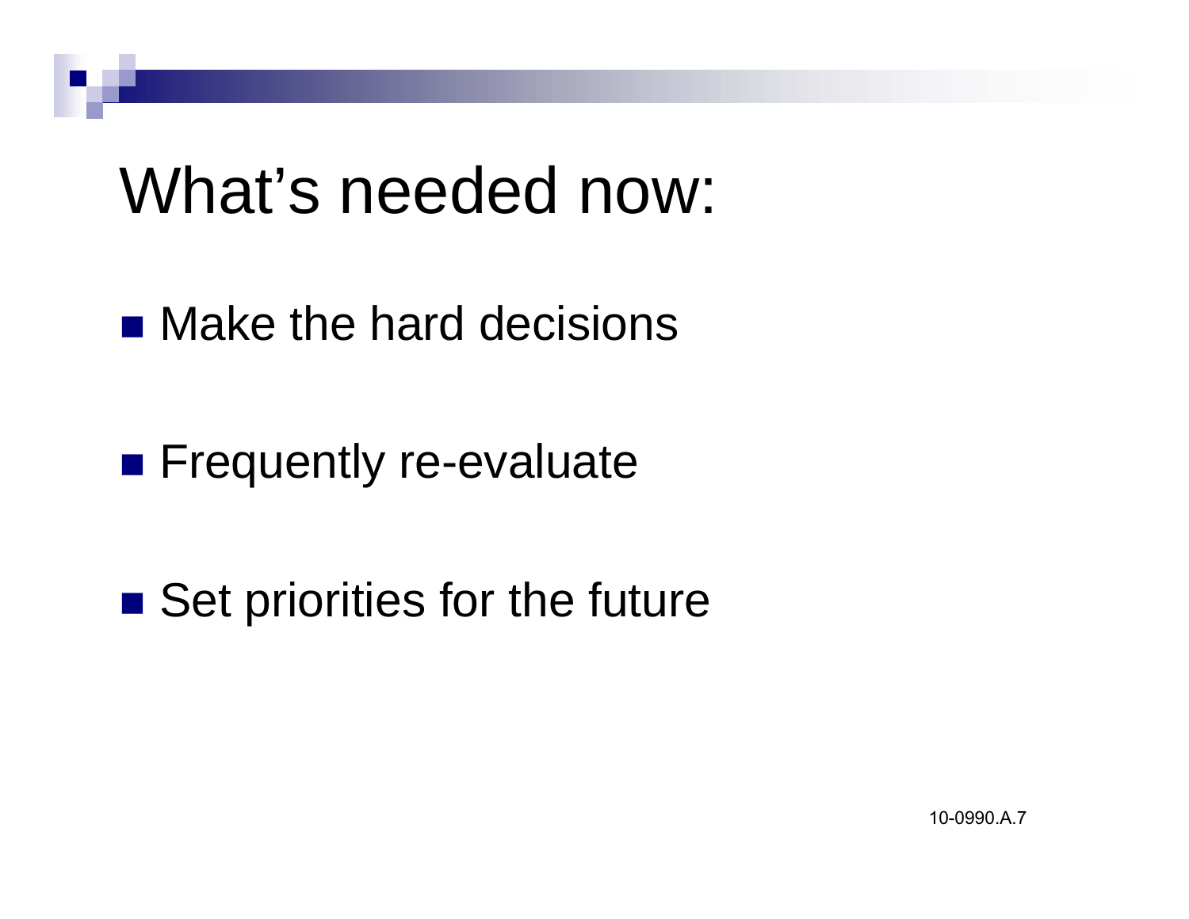# What's needed now:

- Make the hard decisions
- Frequently re-evaluate
- Set priorities for the future

10-0990.A.7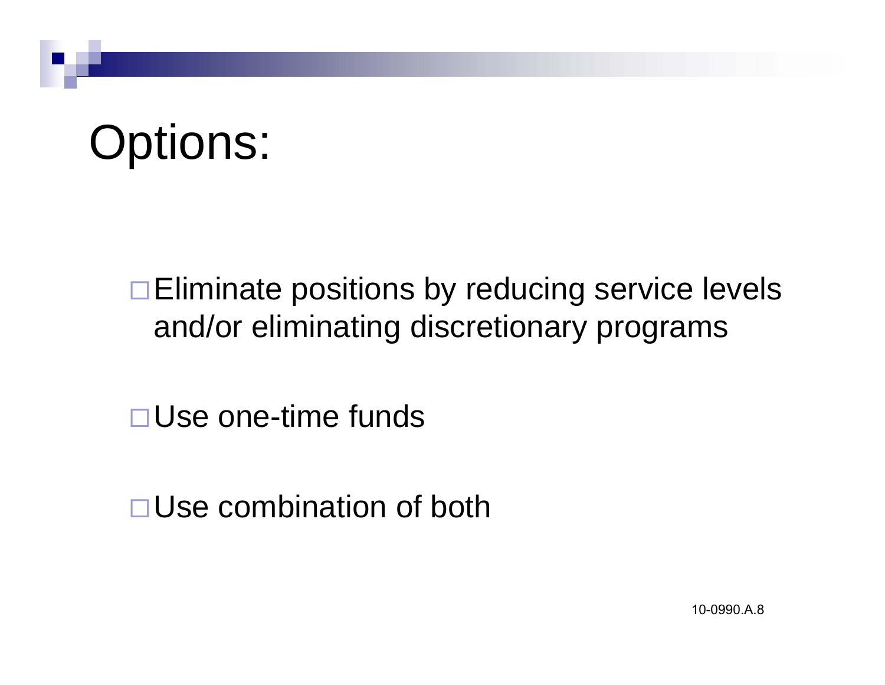# Options:

- Eliminate positions by reducing service levels and/or eliminating discretionary programs
- Use one-time funds
- Use combination of both

10-0990.A.8